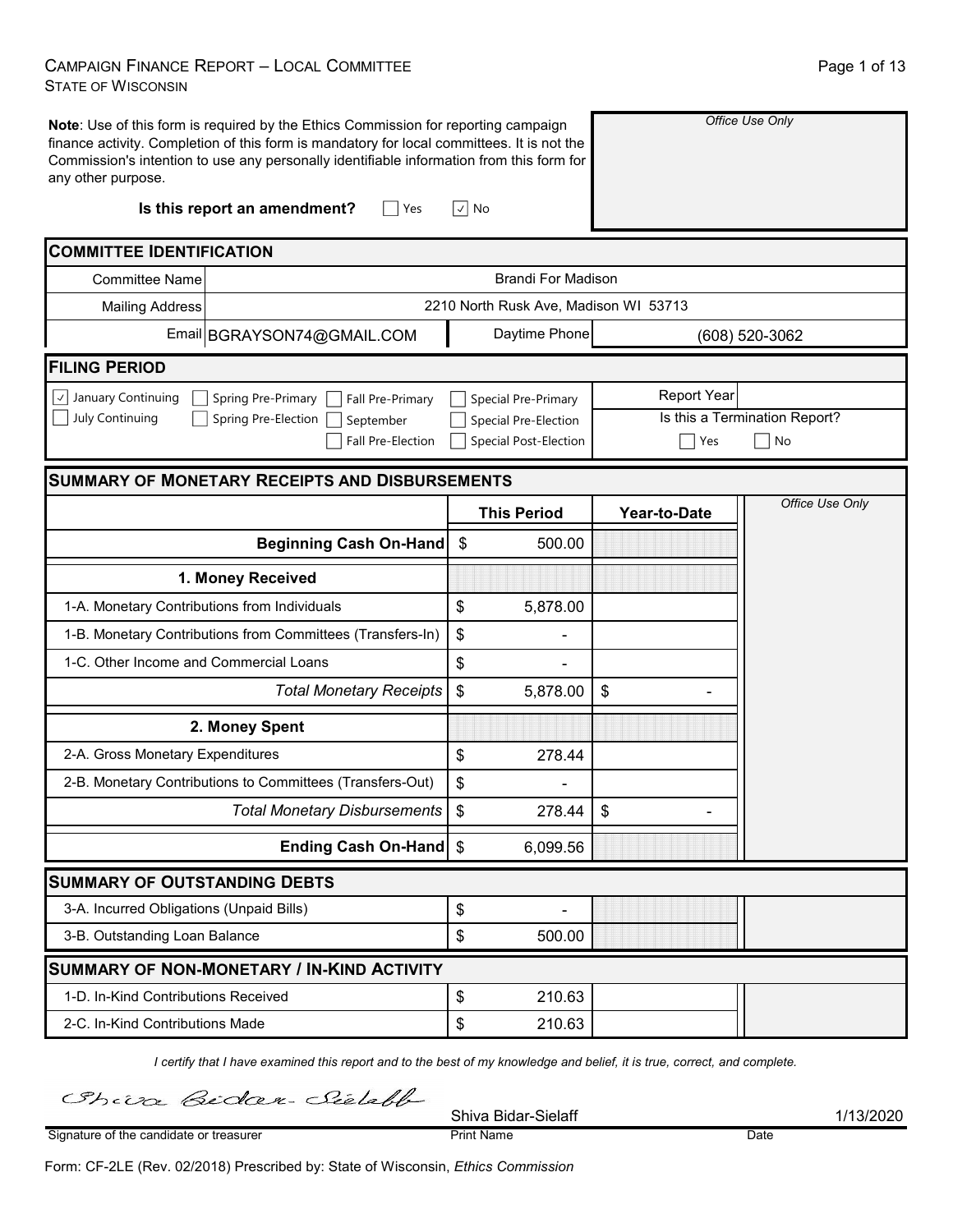CAMPAIGN FINANCE REPORT – LOCAL COMMITTEE
STATE OF WISCONSIN

**Note**: Use of this form is required by the Ethics Commission for reporting campaign finance activity. Completion of this form is mandatory for local committees. It is not the Commission's intention to use any personally identifiable information from this form for any other purpose.

*Office Use Only*

**Is this report an amendment?** ☐ Yes ☑ No

## COMMITTEE IDENTIFICATION

| | |
|---|---|
| Committee Name | Brandi For Madison |
| Mailing Address | 2210 North Rusk Ave, Madison WI 53713 |
| Email | BGRAYSON74@GMAIL.COM |
| Daytime Phone | (608) 520-3062 |

## FILING PERIOD

☑ January Continuing ☐ July Continuing ☐ Spring Pre-Primary ☐ Spring Pre-Election ☐ Fall Pre-Primary ☐ September ☐ Fall Pre-Election ☐ Special Pre-Primary ☐ Special Pre-Election ☐ Special Post-Election

Report Year:

Is this a Termination Report? ☐ Yes ☐ No

## SUMMARY OF MONETARY RECEIPTS AND DISBURSEMENTS

| | This Period | Year-to-Date | *Office Use Only* |
|---|---|---|---|
| **Beginning Cash On-Hand** | $ 500.00 | | |
| **1. Money Received** | | | |
| 1-A. Monetary Contributions from Individuals | $ 5,878.00 | | |
| 1-B. Monetary Contributions from Committees (Transfers-In) | $ - | | |
| 1-C. Other Income and Commercial Loans | $ - | | |
| *Total Monetary Receipts* | $ 5,878.00 | $ - | |
| **2. Money Spent** | | | |
| 2-A. Gross Monetary Expenditures | $ 278.44 | | |
| 2-B. Monetary Contributions to Committees (Transfers-Out) | $ - | | |
| *Total Monetary Disbursements* | $ 278.44 | $ - | |
| **Ending Cash On-Hand** | $ 6,099.56 | | |

## SUMMARY OF OUTSTANDING DEBTS

| | | | |
|---|---|---|---|
| 3-A. Incurred Obligations (Unpaid Bills) | $ - | | |
| 3-B. Outstanding Loan Balance | $ 500.00 | | |

## SUMMARY OF NON-MONETARY / IN-KIND ACTIVITY

| | | | |
|---|---|---|---|
| 1-D. In-Kind Contributions Received | $ 210.63 | | |
| 2-C. In-Kind Contributions Made | $ 210.63 | | |

*I certify that I have examined this report and to the best of my knowledge and belief, it is true, correct, and complete.*

| Signature of the candidate or treasurer | Print Name | Date |
|---|---|---|
| Shiva Bidar-Sielaff | Shiva Bidar-Sielaff | 1/13/2020 |

Form: CF-2LE (Rev. 02/2018) Prescribed by: State of Wisconsin, *Ethics Commission*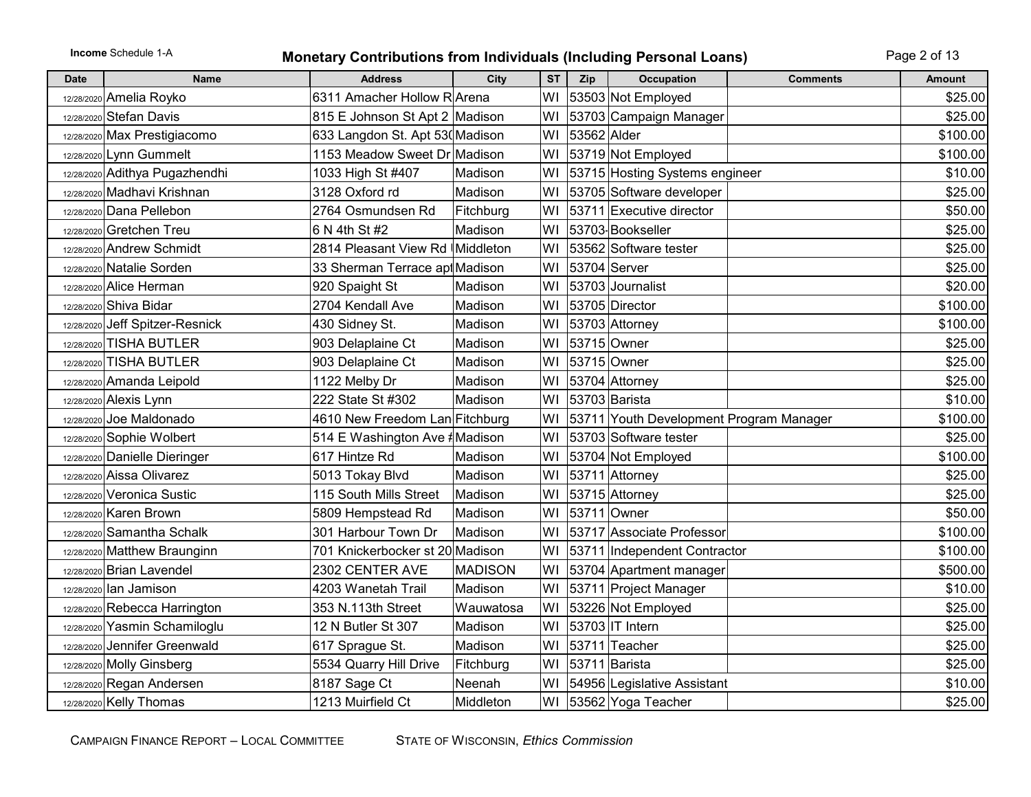**Income** Schedule 1-A

# Monetary Contributions from Individuals (Including Personal Loans)

| Date | Name | Address | City | ST | Zip | Occupation | Comments | Amount |
|---|---|---|---|---|---|---|---|---|
| 12/28/2020 | Amelia Royko | 6311 Amacher Hollow R | Arena | WI | 53503 | Not Employed | | $25.00 |
| 12/28/2020 | Stefan Davis | 815 E Johnson St Apt 2 | Madison | WI | 53703 | Campaign Manager | | $25.00 |
| 12/28/2020 | Max Prestigiacomo | 633 Langdon St. Apt 53( | Madison | WI | 53562 | Alder | | $100.00 |
| 12/28/2020 | Lynn Gummelt | 1153 Meadow Sweet Dr | Madison | WI | 53719 | Not Employed | | $100.00 |
| 12/28/2020 | Adithya Pugazhendhi | 1033 High St #407 | Madison | WI | 53715 | Hosting Systems engineer | | $10.00 |
| 12/28/2020 | Madhavi Krishnan | 3128 Oxford rd | Madison | WI | 53705 | Software developer | | $25.00 |
| 12/28/2020 | Dana Pellebon | 2764 Osmundsen Rd | Fitchburg | WI | 53711 | Executive director | | $50.00 |
| 12/28/2020 | Gretchen Treu | 6 N 4th St #2 | Madison | WI | 53703- | Bookseller | | $25.00 |
| 12/28/2020 | Andrew Schmidt | 2814 Pleasant View Rd | Middleton | WI | 53562 | Software tester | | $25.00 |
| 12/28/2020 | Natalie Sorden | 33 Sherman Terrace apt | Madison | WI | 53704 | Server | | $25.00 |
| 12/28/2020 | Alice Herman | 920 Spaight St | Madison | WI | 53703 | Journalist | | $20.00 |
| 12/28/2020 | Shiva Bidar | 2704 Kendall Ave | Madison | WI | 53705 | Director | | $100.00 |
| 12/28/2020 | Jeff Spitzer-Resnick | 430 Sidney St. | Madison | WI | 53703 | Attorney | | $100.00 |
| 12/28/2020 | TISHA BUTLER | 903 Delaplaine Ct | Madison | WI | 53715 | Owner | | $25.00 |
| 12/28/2020 | TISHA BUTLER | 903 Delaplaine Ct | Madison | WI | 53715 | Owner | | $25.00 |
| 12/28/2020 | Amanda Leipold | 1122 Melby Dr | Madison | WI | 53704 | Attorney | | $25.00 |
| 12/28/2020 | Alexis Lynn | 222 State St #302 | Madison | WI | 53703 | Barista | | $10.00 |
| 12/28/2020 | Joe Maldonado | 4610 New Freedom Lan | Fitchburg | WI | 53711 | Youth Development Program Manager | | $100.00 |
| 12/28/2020 | Sophie Wolbert | 514 E Washington Ave # | Madison | WI | 53703 | Software tester | | $25.00 |
| 12/28/2020 | Danielle Dieringer | 617 Hintze Rd | Madison | WI | 53704 | Not Employed | | $100.00 |
| 12/28/2020 | Aissa Olivarez | 5013 Tokay Blvd | Madison | WI | 53711 | Attorney | | $25.00 |
| 12/28/2020 | Veronica Sustic | 115 South Mills Street | Madison | WI | 53715 | Attorney | | $25.00 |
| 12/28/2020 | Karen Brown | 5809 Hempstead Rd | Madison | WI | 53711 | Owner | | $50.00 |
| 12/28/2020 | Samantha Schalk | 301 Harbour Town Dr | Madison | WI | 53717 | Associate Professor | | $100.00 |
| 12/28/2020 | Matthew Braunginn | 701 Knickerbocker st 20 | Madison | WI | 53711 | Independent Contractor | | $100.00 |
| 12/28/2020 | Brian Lavendel | 2302 CENTER AVE | MADISON | WI | 53704 | Apartment manager | | $500.00 |
| 12/28/2020 | Ian Jamison | 4203 Wanetah Trail | Madison | WI | 53711 | Project Manager | | $10.00 |
| 12/28/2020 | Rebecca Harrington | 353 N.113th Street | Wauwatosa | WI | 53226 | Not Employed | | $25.00 |
| 12/28/2020 | Yasmin Schamiloglu | 12 N Butler St 307 | Madison | WI | 53703 | IT Intern | | $25.00 |
| 12/28/2020 | Jennifer Greenwald | 617 Sprague St. | Madison | WI | 53711 | Teacher | | $25.00 |
| 12/28/2020 | Molly Ginsberg | 5534 Quarry Hill Drive | Fitchburg | WI | 53711 | Barista | | $25.00 |
| 12/28/2020 | Regan Andersen | 8187 Sage Ct | Neenah | WI | 54956 | Legislative Assistant | | $10.00 |
| 12/28/2020 | Kelly Thomas | 1213 Muirfield Ct | Middleton | WI | 53562 | Yoga Teacher | | $25.00 |

CAMPAIGN FINANCE REPORT – LOCAL COMMITTEE    STATE OF WISCONSIN, *Ethics Commission*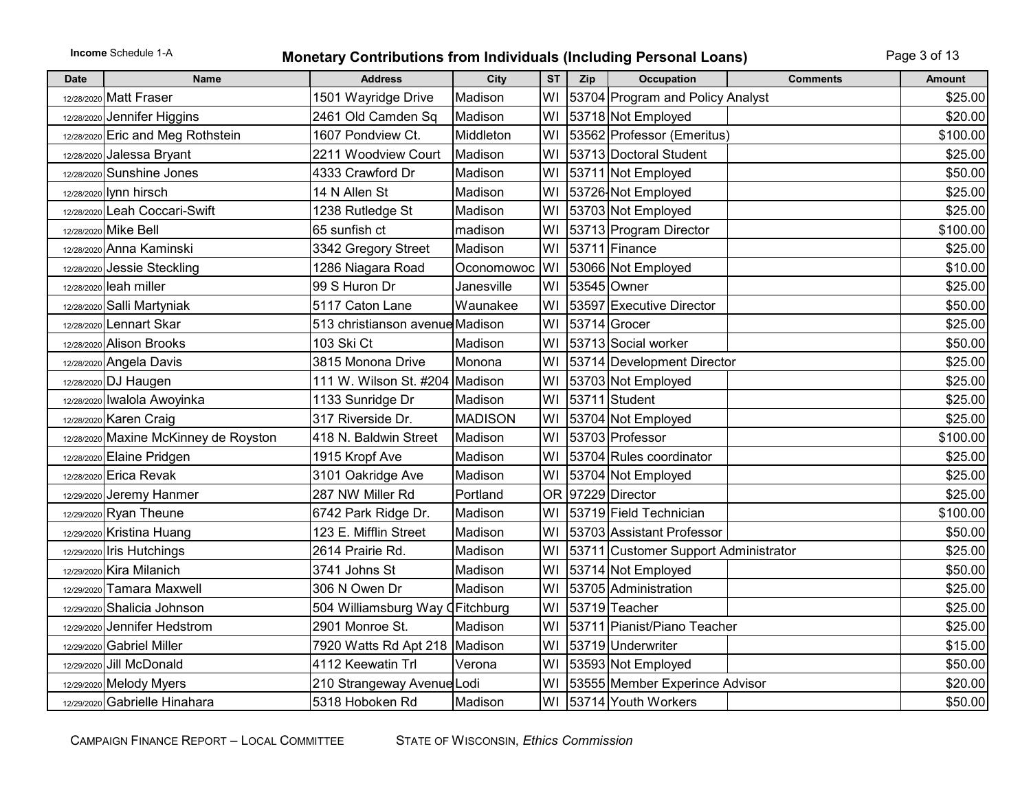**Income** Schedule 1-A

# Monetary Contributions from Individuals (Including Personal Loans)

| Date | Name | Address | City | ST | Zip | Occupation | Comments | Amount |
|---|---|---|---|---|---|---|---|---|
| 12/28/2020 | Matt Fraser | 1501 Wayridge Drive | Madison | WI | 53704 | Program and Policy Analyst | | $25.00 |
| 12/28/2020 | Jennifer Higgins | 2461 Old Camden Sq | Madison | WI | 53718 | Not Employed | | $20.00 |
| 12/28/2020 | Eric and Meg Rothstein | 1607 Pondview Ct. | Middleton | WI | 53562 | Professor (Emeritus) | | $100.00 |
| 12/28/2020 | Jalessa Bryant | 2211 Woodview Court | Madison | WI | 53713 | Doctoral Student | | $25.00 |
| 12/28/2020 | Sunshine Jones | 4333 Crawford Dr | Madison | WI | 53711 | Not Employed | | $50.00 |
| 12/28/2020 | lynn hirsch | 14 N Allen St | Madison | WI | 53726- | Not Employed | | $25.00 |
| 12/28/2020 | Leah Coccari-Swift | 1238 Rutledge St | Madison | WI | 53703 | Not Employed | | $25.00 |
| 12/28/2020 | Mike Bell | 65 sunfish ct | madison | WI | 53713 | Program Director | | $100.00 |
| 12/28/2020 | Anna Kaminski | 3342 Gregory Street | Madison | WI | 53711 | Finance | | $25.00 |
| 12/28/2020 | Jessie Steckling | 1286 Niagara Road | Oconomowoc | WI | 53066 | Not Employed | | $10.00 |
| 12/28/2020 | leah miller | 99 S Huron Dr | Janesville | WI | 53545 | Owner | | $25.00 |
| 12/28/2020 | Salli Martyniak | 5117 Caton Lane | Waunakee | WI | 53597 | Executive Director | | $50.00 |
| 12/28/2020 | Lennart Skar | 513 christianson avenue | Madison | WI | 53714 | Grocer | | $25.00 |
| 12/28/2020 | Alison Brooks | 103 Ski Ct | Madison | WI | 53713 | Social worker | | $50.00 |
| 12/28/2020 | Angela Davis | 3815 Monona Drive | Monona | WI | 53714 | Development Director | | $25.00 |
| 12/28/2020 | DJ Haugen | 111 W. Wilson St. #204 | Madison | WI | 53703 | Not Employed | | $25.00 |
| 12/28/2020 | Iwalola Awoyinka | 1133 Sunridge Dr | Madison | WI | 53711 | Student | | $25.00 |
| 12/28/2020 | Karen Craig | 317 Riverside Dr. | MADISON | WI | 53704 | Not Employed | | $25.00 |
| 12/28/2020 | Maxine McKinney de Royston | 418 N. Baldwin Street | Madison | WI | 53703 | Professor | | $100.00 |
| 12/28/2020 | Elaine Pridgen | 1915 Kropf Ave | Madison | WI | 53704 | Rules coordinator | | $25.00 |
| 12/28/2020 | Erica Revak | 3101 Oakridge Ave | Madison | WI | 53704 | Not Employed | | $25.00 |
| 12/29/2020 | Jeremy Hanmer | 287 NW Miller Rd | Portland | OR | 97229 | Director | | $25.00 |
| 12/29/2020 | Ryan Theune | 6742 Park Ridge Dr. | Madison | WI | 53719 | Field Technician | | $100.00 |
| 12/29/2020 | Kristina Huang | 123 E. Mifflin Street | Madison | WI | 53703 | Assistant Professor | | $50.00 |
| 12/29/2020 | Iris Hutchings | 2614 Prairie Rd. | Madison | WI | 53711 | Customer Support Administrator | | $25.00 |
| 12/29/2020 | Kira Milanich | 3741 Johns St | Madison | WI | 53714 | Not Employed | | $50.00 |
| 12/29/2020 | Tamara Maxwell | 306 N Owen Dr | Madison | WI | 53705 | Administration | | $25.00 |
| 12/29/2020 | Shalicia Johnson | 504 Williamsburg Way C | Fitchburg | WI | 53719 | Teacher | | $25.00 |
| 12/29/2020 | Jennifer Hedstrom | 2901 Monroe St. | Madison | WI | 53711 | Pianist/Piano Teacher | | $25.00 |
| 12/29/2020 | Gabriel Miller | 7920 Watts Rd Apt 218 | Madison | WI | 53719 | Underwriter | | $15.00 |
| 12/29/2020 | Jill McDonald | 4112 Keewatin Trl | Verona | WI | 53593 | Not Employed | | $50.00 |
| 12/29/2020 | Melody Myers | 210 Strangeway Avenue | Lodi | WI | 53555 | Member Experince Advisor | | $20.00 |
| 12/29/2020 | Gabrielle Hinahara | 5318 Hoboken Rd | Madison | WI | 53714 | Youth Workers | | $50.00 |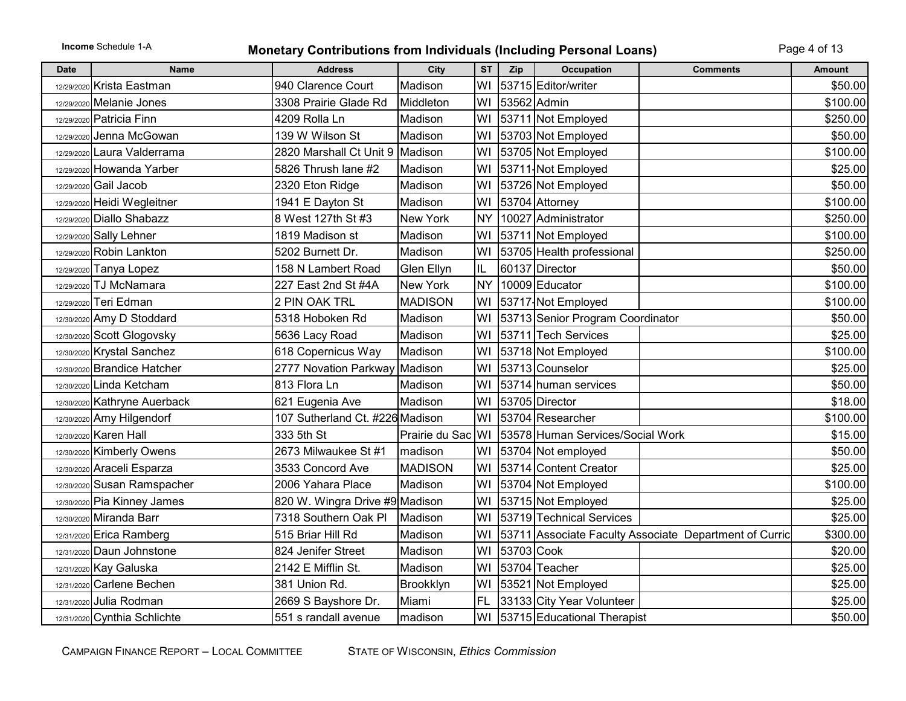**Income** Schedule 1-A

# Monetary Contributions from Individuals (Including Personal Loans)

| Date | Name | Address | City | ST | Zip | Occupation | Comments | Amount |
|---|---|---|---|---|---|---|---|---|
| 12/29/2020 | Krista Eastman | 940 Clarence Court | Madison | WI | 53715 | Editor/writer | | $50.00 |
| 12/29/2020 | Melanie Jones | 3308 Prairie Glade Rd | Middleton | WI | 53562 | Admin | | $100.00 |
| 12/29/2020 | Patricia Finn | 4209 Rolla Ln | Madison | WI | 53711 | Not Employed | | $250.00 |
| 12/29/2020 | Jenna McGowan | 139 W Wilson St | Madison | WI | 53703 | Not Employed | | $50.00 |
| 12/29/2020 | Laura Valderrama | 2820 Marshall Ct Unit 9 | Madison | WI | 53705 | Not Employed | | $100.00 |
| 12/29/2020 | Howanda Yarber | 5826 Thrush lane #2 | Madison | WI | 53711- | Not Employed | | $25.00 |
| 12/29/2020 | Gail Jacob | 2320 Eton Ridge | Madison | WI | 53726 | Not Employed | | $50.00 |
| 12/29/2020 | Heidi Wegleitner | 1941 E Dayton St | Madison | WI | 53704 | Attorney | | $100.00 |
| 12/29/2020 | Diallo Shabazz | 8 West 127th St #3 | New York | NY | 10027 | Administrator | | $250.00 |
| 12/29/2020 | Sally Lehner | 1819 Madison st | Madison | WI | 53711 | Not Employed | | $100.00 |
| 12/29/2020 | Robin Lankton | 5202 Burnett Dr. | Madison | WI | 53705 | Health professional | | $250.00 |
| 12/29/2020 | Tanya Lopez | 158 N Lambert Road | Glen Ellyn | IL | 60137 | Director | | $50.00 |
| 12/29/2020 | TJ McNamara | 227 East 2nd St #4A | New York | NY | 10009 | Educator | | $100.00 |
| 12/29/2020 | Teri Edman | 2 PIN OAK TRL | MADISON | WI | 53717- | Not Employed | | $100.00 |
| 12/30/2020 | Amy D Stoddard | 5318 Hoboken Rd | Madison | WI | 53713 | Senior Program Coordinator | | $50.00 |
| 12/30/2020 | Scott Glogovsky | 5636 Lacy Road | Madison | WI | 53711 | Tech Services | | $25.00 |
| 12/30/2020 | Krystal Sanchez | 618 Copernicus Way | Madison | WI | 53718 | Not Employed | | $100.00 |
| 12/30/2020 | Brandice Hatcher | 2777 Novation Parkway | Madison | WI | 53713 | Counselor | | $25.00 |
| 12/30/2020 | Linda Ketcham | 813 Flora Ln | Madison | WI | 53714 | human services | | $50.00 |
| 12/30/2020 | Kathryne Auerback | 621 Eugenia Ave | Madison | WI | 53705 | Director | | $18.00 |
| 12/30/2020 | Amy Hilgendorf | 107 Sutherland Ct. #226 | Madison | WI | 53704 | Researcher | | $100.00 |
| 12/30/2020 | Karen Hall | 333 5th St | Prairie du Sac | WI | 53578 | Human Services/Social Work | | $15.00 |
| 12/30/2020 | Kimberly Owens | 2673 Milwaukee St #1 | madison | WI | 53704 | Not employed | | $50.00 |
| 12/30/2020 | Araceli Esparza | 3533 Concord Ave | MADISON | WI | 53714 | Content Creator | | $25.00 |
| 12/30/2020 | Susan Ramspacher | 2006 Yahara Place | Madison | WI | 53704 | Not Employed | | $100.00 |
| 12/30/2020 | Pia Kinney James | 820 W. Wingra Drive #9 | Madison | WI | 53715 | Not Employed | | $25.00 |
| 12/30/2020 | Miranda Barr | 7318 Southern Oak Pl | Madison | WI | 53719 | Technical Services | | $25.00 |
| 12/31/2020 | Erica Ramberg | 515 Briar Hill Rd | Madison | WI | 53711 | Associate Faculty Associate Department of Curric | | $300.00 |
| 12/31/2020 | Daun Johnstone | 824 Jenifer Street | Madison | WI | 53703 | Cook | | $20.00 |
| 12/31/2020 | Kay Galuska | 2142 E Mifflin St. | Madison | WI | 53704 | Teacher | | $25.00 |
| 12/31/2020 | Carlene Bechen | 381 Union Rd. | Brookklyn | WI | 53521 | Not Employed | | $25.00 |
| 12/31/2020 | Julia Rodman | 2669 S Bayshore Dr. | Miami | FL | 33133 | City Year Volunteer | | $25.00 |
| 12/31/2020 | Cynthia Schlichte | 551 s randall avenue | madison | WI | 53715 | Educational Therapist | | $50.00 |

CAMPAIGN FINANCE REPORT – LOCAL COMMITTEE    STATE OF WISCONSIN, *Ethics Commission*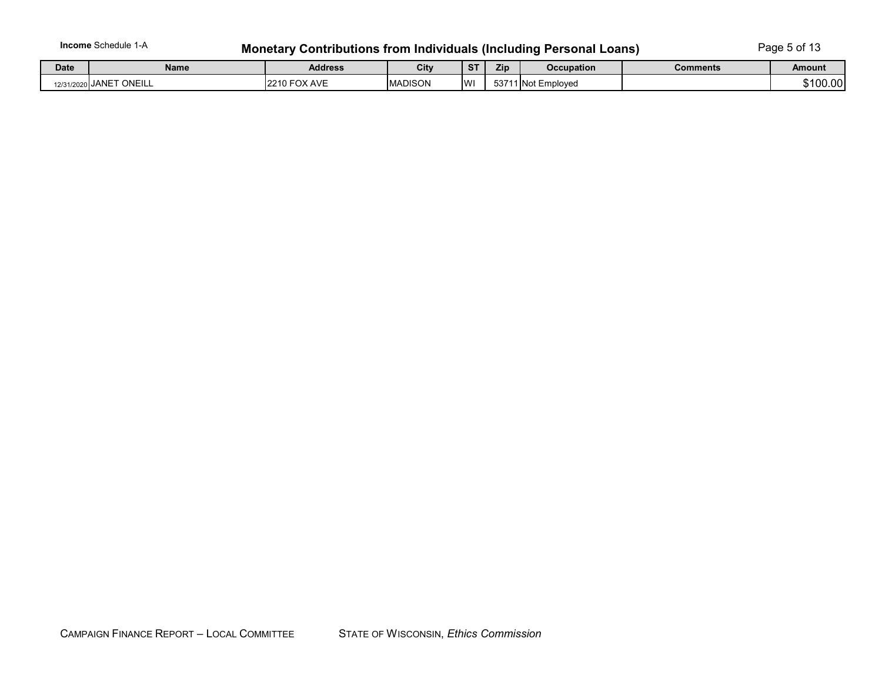**Income** Schedule 1-A

# Monetary Contributions from Individuals (Including Personal Loans)

| Date | Name | Address | City | ST | Zip | Occupation | Comments | Amount |
|---|---|---|---|---|---|---|---|---|
| 12/31/2020 | JANET ONEILL | 2210 FOX AVE | MADISON | WI | 53711 | Not Employed | | $100.00 |

CAMPAIGN FINANCE REPORT – LOCAL COMMITTEE    STATE OF WISCONSIN, *Ethics Commission*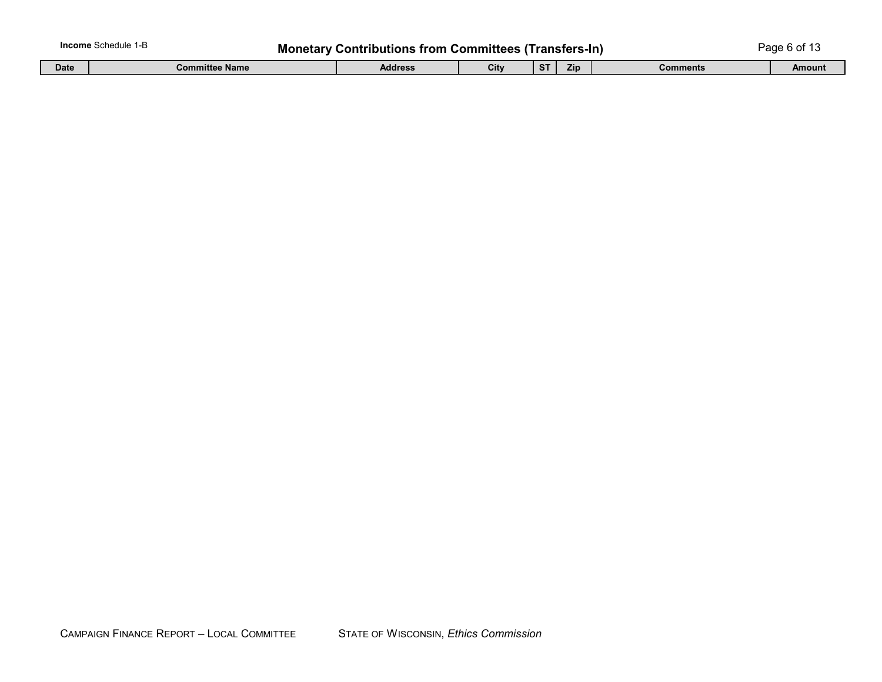**Income** Schedule 1-B

# Monetary Contributions from Committees (Transfers-In)

| Date | Committee Name | Address | City | ST | Zip | Comments | Amount |
|---|---|---|---|---|---|---|---|

CAMPAIGN FINANCE REPORT – LOCAL COMMITTEE    STATE OF WISCONSIN, *Ethics Commission*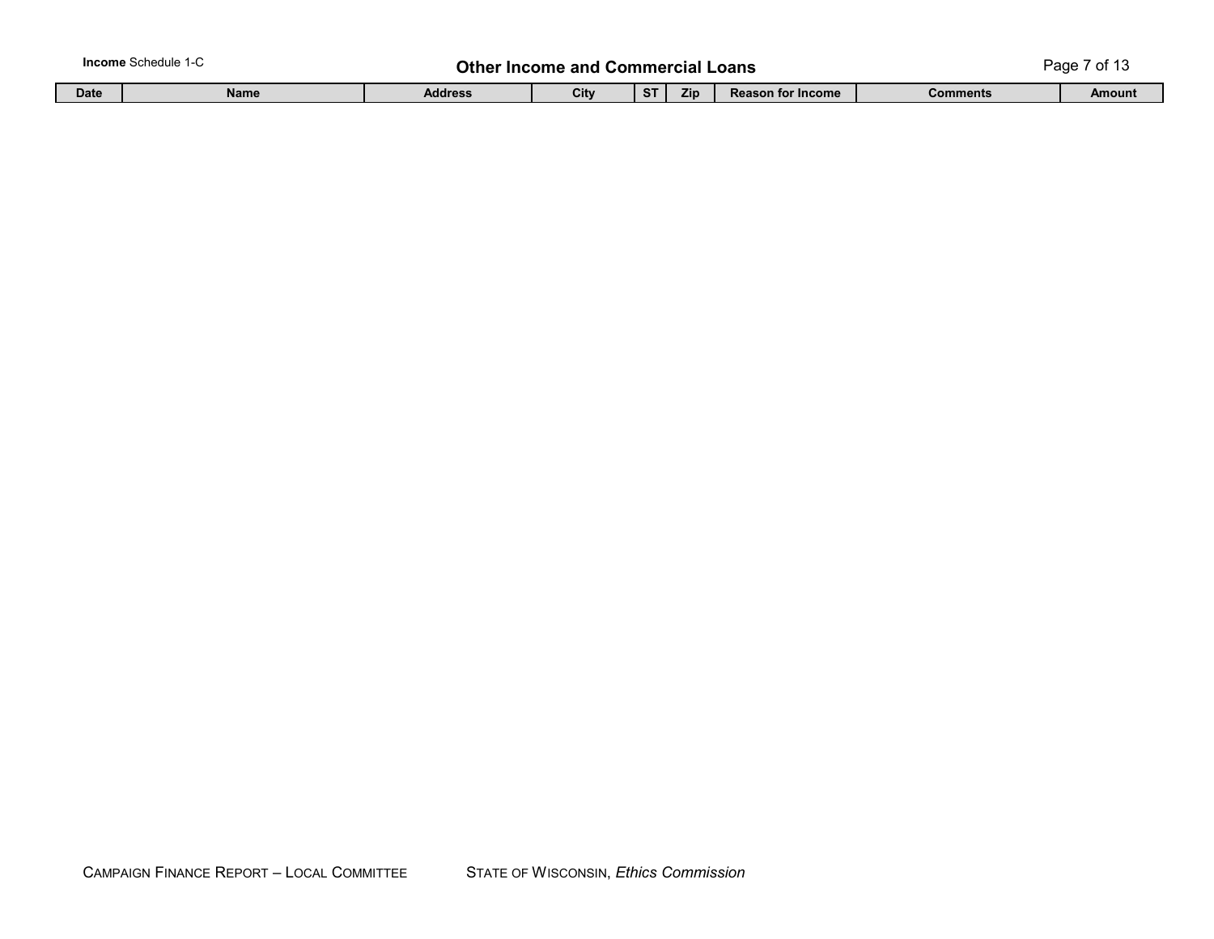**Income** Schedule 1-C

# Other Income and Commercial Loans

| Date | Name | Address | City | ST | Zip | Reason for Income | Comments | Amount |
|---|---|---|---|---|---|---|---|---|

CAMPAIGN FINANCE REPORT – LOCAL COMMITTEE    STATE OF WISCONSIN, *Ethics Commission*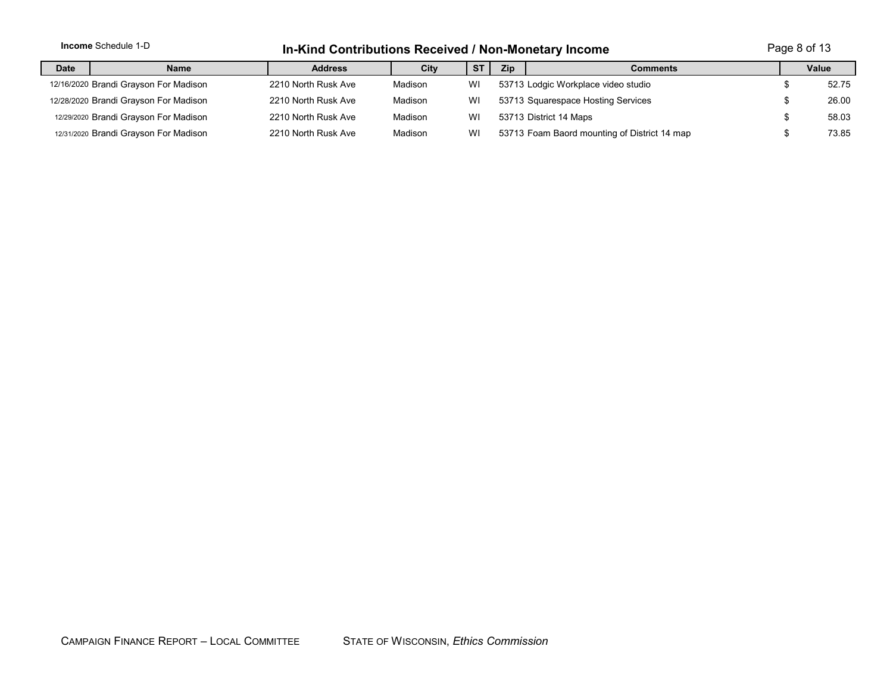**Income** Schedule 1-D

# In-Kind Contributions Received / Non-Monetary Income

| Date | Name | Address | City | ST | Zip | Comments | Value |
|---|---|---|---|---|---|---|---|
| 12/16/2020 | Brandi Grayson For Madison | 2210 North Rusk Ave | Madison | WI | 53713 | Lodgic Workplace video studio | $ 52.75 |
| 12/28/2020 | Brandi Grayson For Madison | 2210 North Rusk Ave | Madison | WI | 53713 | Squarespace Hosting Services | $ 26.00 |
| 12/29/2020 | Brandi Grayson For Madison | 2210 North Rusk Ave | Madison | WI | 53713 | District 14 Maps | $ 58.03 |
| 12/31/2020 | Brandi Grayson For Madison | 2210 North Rusk Ave | Madison | WI | 53713 | Foam Baord mounting of District 14 map | $ 73.85 |

CAMPAIGN FINANCE REPORT – LOCAL COMMITTEE  STATE OF WISCONSIN, *Ethics Commission*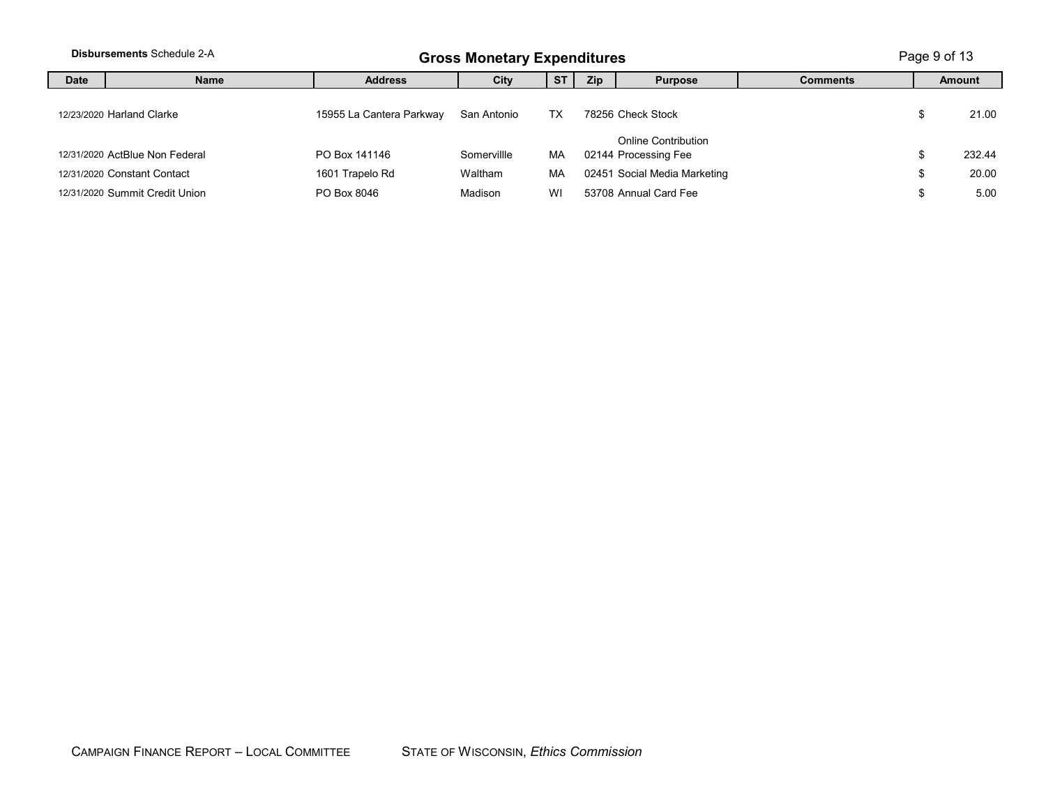**Disbursements** Schedule 2-A

## Gross Monetary Expenditures

| Date | Name | Address | City | ST | Zip | Purpose | Comments | Amount |
|---|---|---|---|---|---|---|---|---|
| 12/23/2020 | Harland Clarke | 15955 La Cantera Parkway | San Antonio | TX | 78256 | Check Stock | | $ 21.00 |
| 12/31/2020 | ActBlue Non Federal | PO Box 141146 | Somervillle | MA | 02144 | Online Contribution Processing Fee | | $ 232.44 |
| 12/31/2020 | Constant Contact | 1601 Trapelo Rd | Waltham | MA | 02451 | Social Media Marketing | | $ 20.00 |
| 12/31/2020 | Summit Credit Union | PO Box 8046 | Madison | WI | 53708 | Annual Card Fee | | $ 5.00 |

CAMPAIGN FINANCE REPORT – LOCAL COMMITTEE     STATE OF WISCONSIN, *Ethics Commission*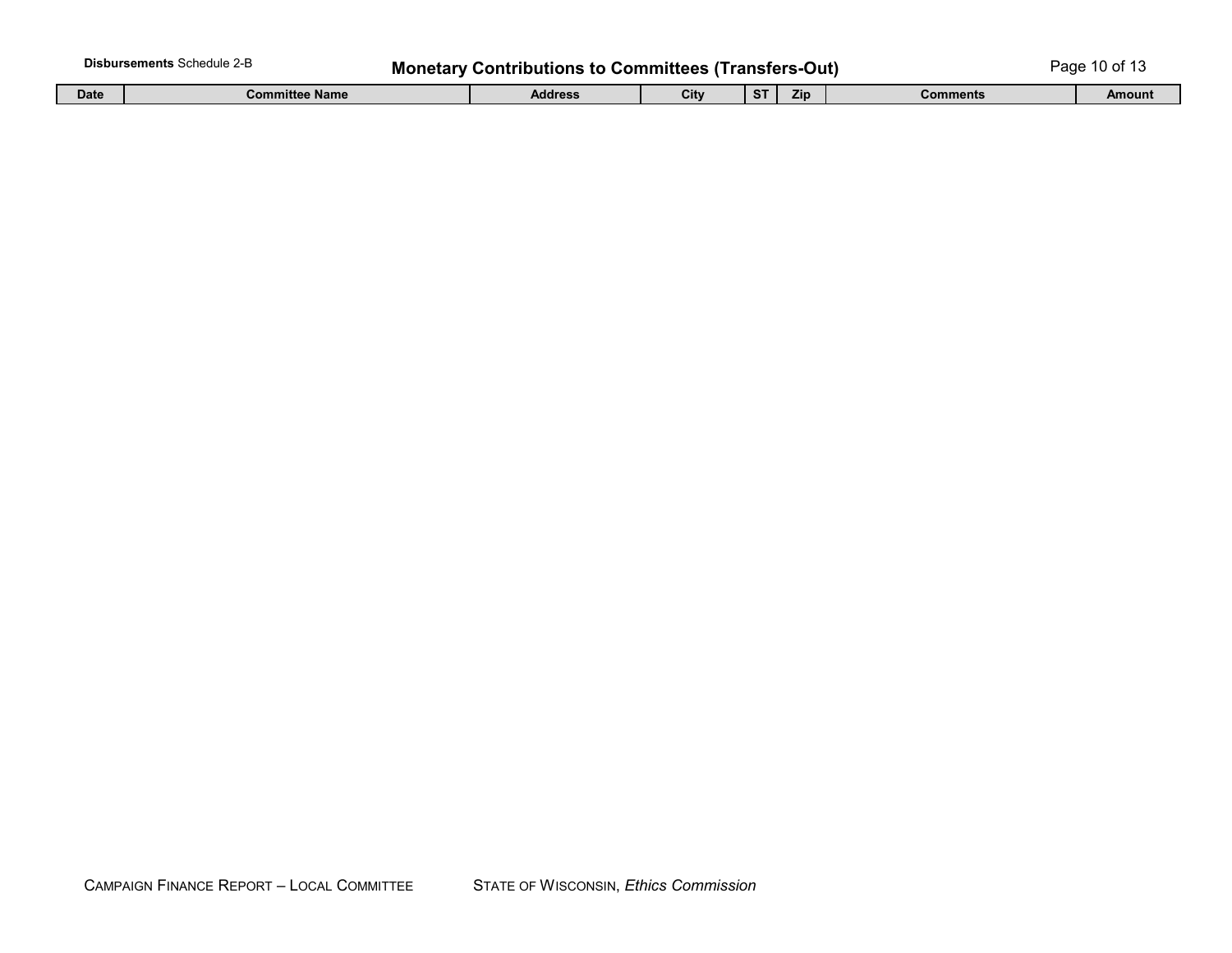**Disbursements** Schedule 2-B

# Monetary Contributions to Committees (Transfers-Out)

| Date | Committee Name | Address | City | ST | Zip | Comments | Amount |
|---|---|---|---|---|---|---|---|

CAMPAIGN FINANCE REPORT – LOCAL COMMITTEE STATE OF WISCONSIN, *Ethics Commission*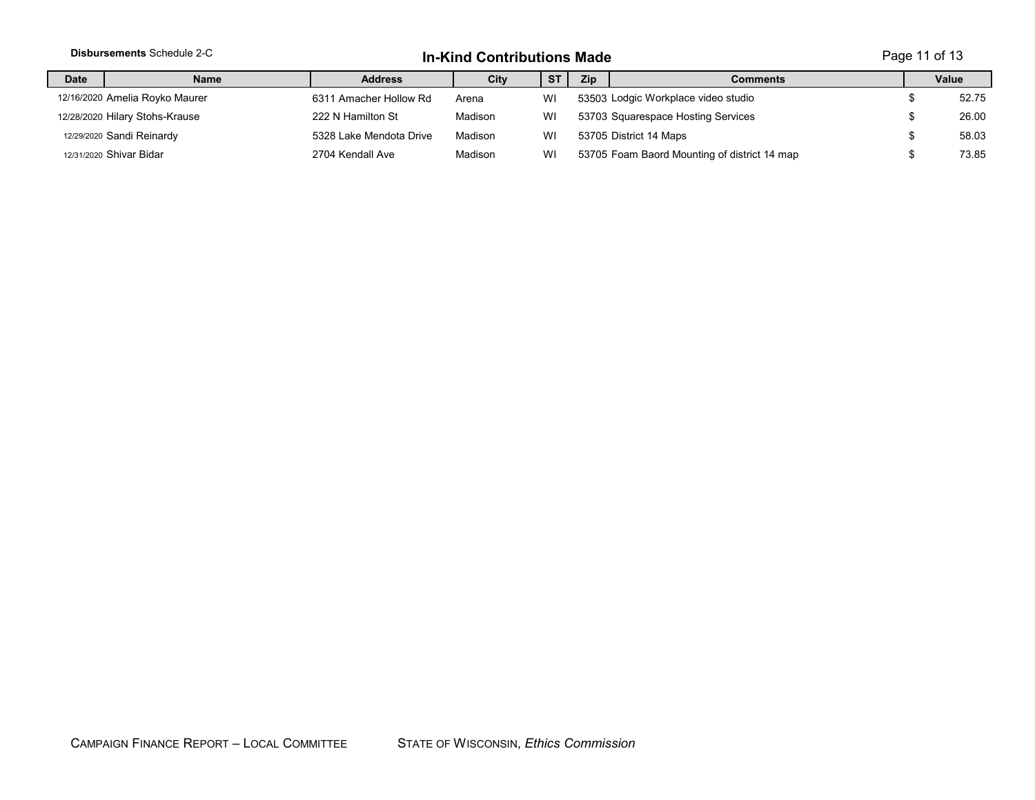**Disbursements** Schedule 2-C

## In-Kind Contributions Made

| Date | Name | Address | City | ST | Zip | Comments | Value |
|---|---|---|---|---|---|---|---|
| 12/16/2020 | Amelia Royko Maurer | 6311 Amacher Hollow Rd | Arena | WI | 53503 | Lodgic Workplace video studio | $ 52.75 |
| 12/28/2020 | Hilary Stohs-Krause | 222 N Hamilton St | Madison | WI | 53703 | Squarespace Hosting Services | $ 26.00 |
| 12/29/2020 | Sandi Reinardy | 5328 Lake Mendota Drive | Madison | WI | 53705 | District 14 Maps | $ 58.03 |
| 12/31/2020 | Shivar Bidar | 2704 Kendall Ave | Madison | WI | 53705 | Foam Baord Mounting of district 14 map | $ 73.85 |

CAMPAIGN FINANCE REPORT – LOCAL COMMITTEE STATE OF WISCONSIN, *Ethics Commission*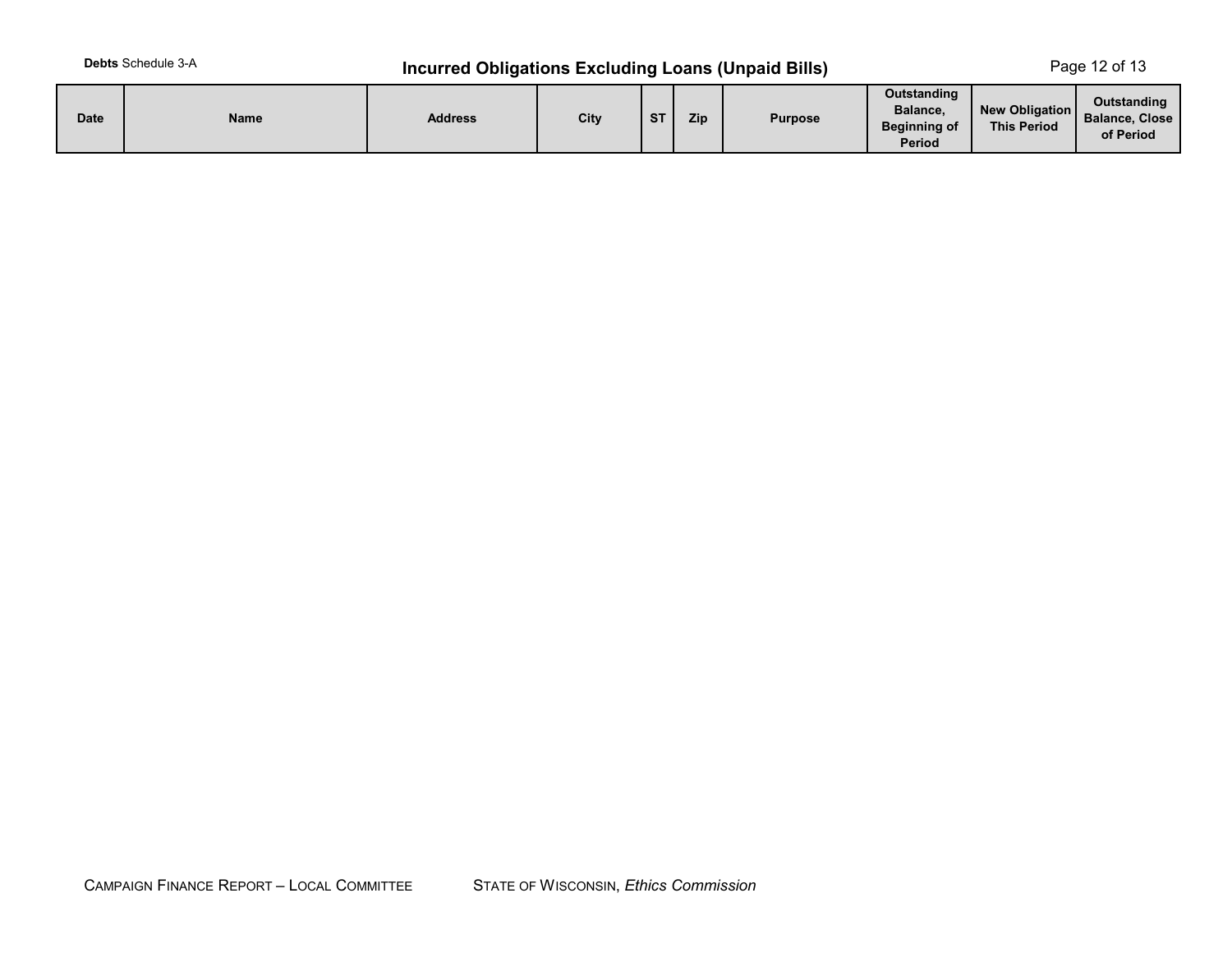**Debts** Schedule 3-A

# Incurred Obligations Excluding Loans (Unpaid Bills)

| Date | Name | Address | City | ST | Zip | Purpose | Outstanding Balance, Beginning of Period | New Obligation This Period | Outstanding Balance, Close of Period |
|---|---|---|---|---|---|---|---|---|---|

CAMPAIGN FINANCE REPORT – LOCAL COMMITTEE STATE OF WISCONSIN, *Ethics Commission*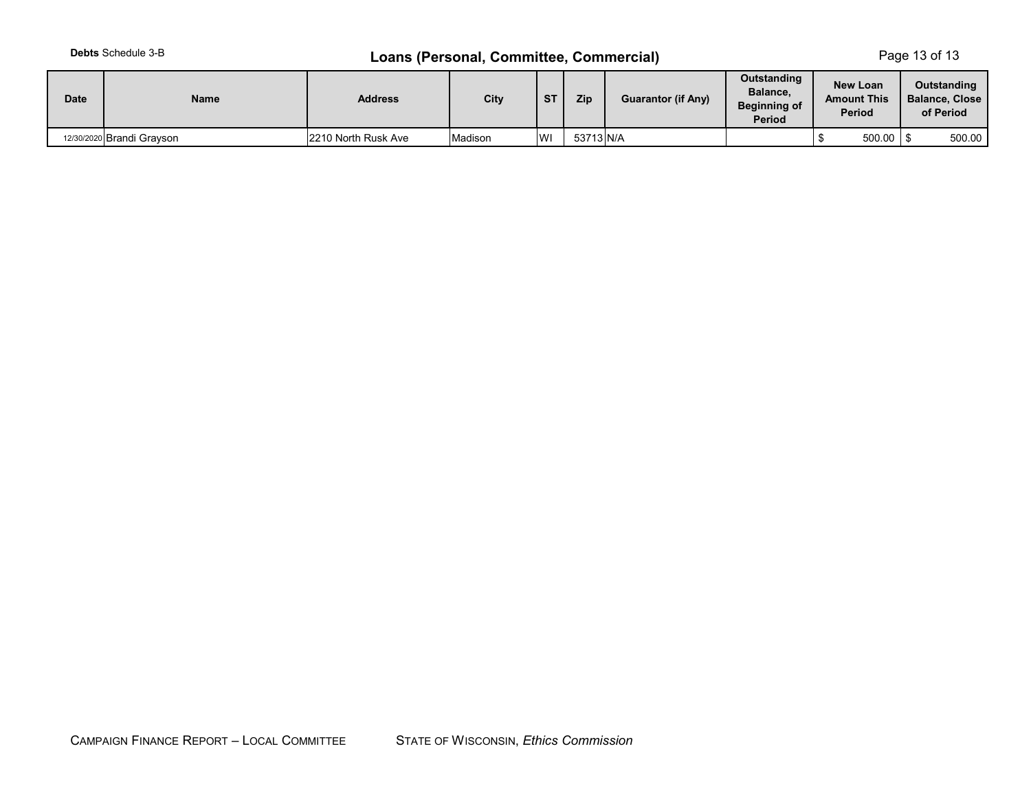**Debts** Schedule 3-B

## Loans (Personal, Committee, Commercial)

| Date | Name | Address | City | ST | Zip | Guarantor (if Any) | Outstanding Balance, Beginning of Period | New Loan Amount This Period | Outstanding Balance, Close of Period |
|---|---|---|---|---|---|---|---|---|---|
| 12/30/2020 | Brandi Grayson | 2210 North Rusk Ave | Madison | WI | 53713 | N/A | | $ 500.00 | $ 500.00 |

CAMPAIGN FINANCE REPORT – LOCAL COMMITTEE    STATE OF WISCONSIN, *Ethics Commission*